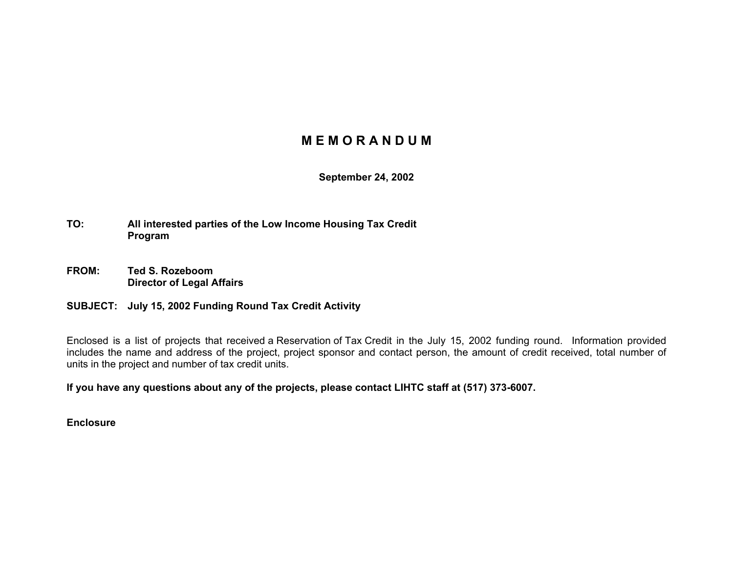# M E M O R A N D U M

**September 24, 2002**

**TO:** **All interested parties of the Low Income Housing Tax Credit Program**

**FROM:** **Ted S. Rozeboom**
**Director of Legal Affairs**

**SUBJECT:** **July 15, 2002 Funding Round Tax Credit Activity**

Enclosed is a list of projects that received a Reservation of Tax Credit in the July 15, 2002 funding round. Information provided includes the name and address of the project, project sponsor and contact person, the amount of credit received, total number of units in the project and number of tax credit units.

**If you have any questions about any of the projects, please contact LIHTC staff at (517) 373-6007.**

**Enclosure**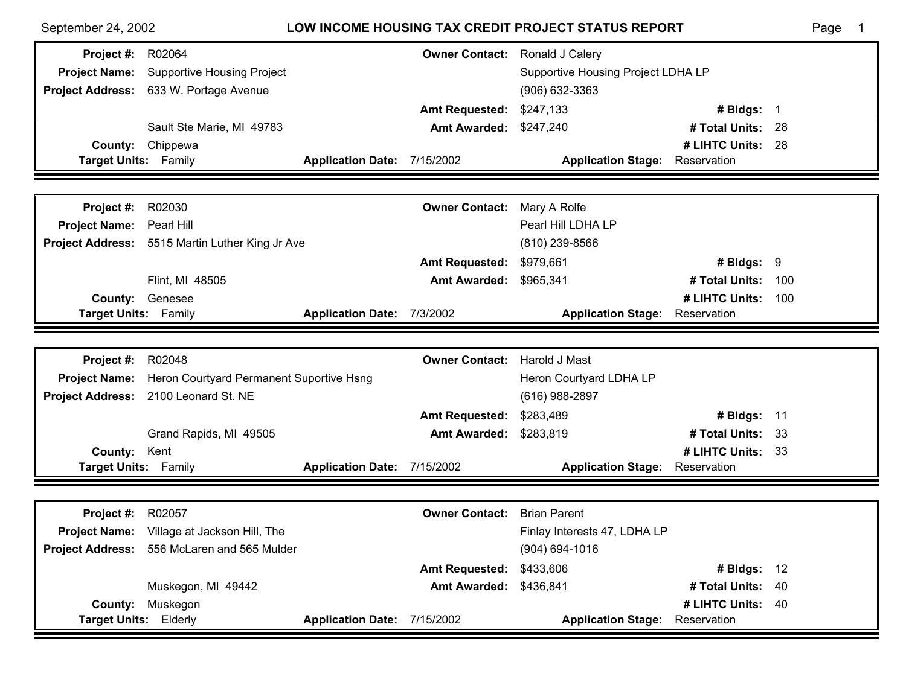September 24, 2002

# LOW INCOME HOUSING TAX CREDIT PROJECT STATUS REPORT

| | | | |
|---|---|---|---|
| **Project #:** | R02064 | **Owner Contact:** | Ronald J Calery |
| **Project Name:** | Supportive Housing Project | | Supportive Housing Project LDHA LP |
| **Project Address:** | 633 W. Portage Avenue | | (906) 632-3363 |
| | | **Amt Requested:** | $247,133 |
| | Sault Ste Marie, MI 49783 | **Amt Awarded:** | $247,240 |
| **County:** | Chippewa | | |
| **Target Units:** | Family | **Application Date:** | 7/15/2002 |

**# Bldgs:** 1 | **# Total Units:** 28 | **# LIHTC Units:** 28 | **Application Stage:** Reservation

| | | | |
|---|---|---|---|
| **Project #:** | R02030 | **Owner Contact:** | Mary A Rolfe |
| **Project Name:** | Pearl Hill | | Pearl Hill LDHA LP |
| **Project Address:** | 5515 Martin Luther King Jr Ave | | (810) 239-8566 |
| | | **Amt Requested:** | $979,661 |
| | Flint, MI 48505 | **Amt Awarded:** | $965,341 |
| **County:** | Genesee | | |
| **Target Units:** | Family | **Application Date:** | 7/3/2002 |

**# Bldgs:** 9 | **# Total Units:** 100 | **# LIHTC Units:** 100 | **Application Stage:** Reservation

| | | | |
|---|---|---|---|
| **Project #:** | R02048 | **Owner Contact:** | Harold J Mast |
| **Project Name:** | Heron Courtyard Permanent Suportive Hsng | | Heron Courtyard LDHA LP |
| **Project Address:** | 2100 Leonard St. NE | | (616) 988-2897 |
| | | **Amt Requested:** | $283,489 |
| | Grand Rapids, MI 49505 | **Amt Awarded:** | $283,819 |
| **County:** | Kent | | |
| **Target Units:** | Family | **Application Date:** | 7/15/2002 |

**# Bldgs:** 11 | **# Total Units:** 33 | **# LIHTC Units:** 33 | **Application Stage:** Reservation

| | | | |
|---|---|---|---|
| **Project #:** | R02057 | **Owner Contact:** | Brian Parent |
| **Project Name:** | Village at Jackson Hill, The | | Finlay Interests 47, LDHA LP |
| **Project Address:** | 556 McLaren and 565 Mulder | | (904) 694-1016 |
| | | **Amt Requested:** | $433,606 |
| | Muskegon, MI 49442 | **Amt Awarded:** | $436,841 |
| **County:** | Muskegon | | |
| **Target Units:** | Elderly | **Application Date:** | 7/15/2002 |

**# Bldgs:** 12 | **# Total Units:** 40 | **# LIHTC Units:** 40 | **Application Stage:** Reservation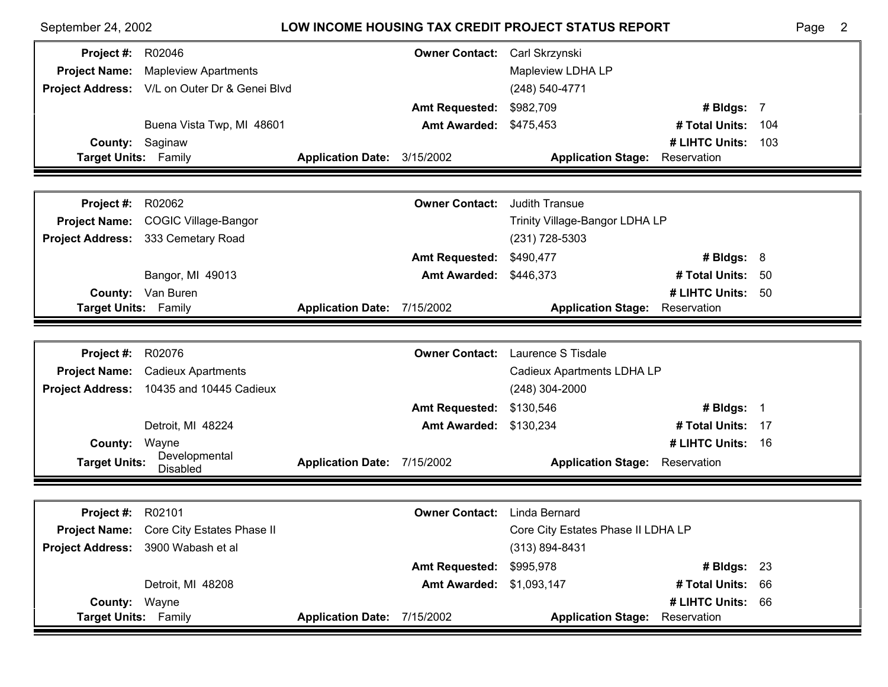| | | | |
|---|---|---|---|
| **Project #:** R02046 | **Owner Contact:** Carl Skrzynski | | |
| **Project Name:** Mapleview Apartments | Mapleview LDHA LP | | |
| **Project Address:** V/L on Outer Dr & Genei Blvd | (248) 540-4771 | | |
| | **Amt Requested:** $982,709 | **# Bldgs:** 7 | |
| Buena Vista Twp, MI 48601 | **Amt Awarded:** $475,453 | **# Total Units:** 104 | |
| **County:** Saginaw | | **# LIHTC Units:** 103 | |
| **Target Units:** Family | **Application Date:** 3/15/2002 | **Application Stage:** Reservation | |

| | | | |
|---|---|---|---|
| **Project #:** R02062 | **Owner Contact:** Judith Transue | | |
| **Project Name:** COGIC Village-Bangor | Trinity Village-Bangor LDHA LP | | |
| **Project Address:** 333 Cemetary Road | (231) 728-5303 | | |
| | **Amt Requested:** $490,477 | **# Bldgs:** 8 | |
| Bangor, MI 49013 | **Amt Awarded:** $446,373 | **# Total Units:** 50 | |
| **County:** Van Buren | | **# LIHTC Units:** 50 | |
| **Target Units:** Family | **Application Date:** 7/15/2002 | **Application Stage:** Reservation | |

| | | | |
|---|---|---|---|
| **Project #:** R02076 | **Owner Contact:** Laurence S Tisdale | | |
| **Project Name:** Cadieux Apartments | Cadieux Apartments LDHA LP | | |
| **Project Address:** 10435 and 10445 Cadieux | (248) 304-2000 | | |
| | **Amt Requested:** $130,546 | **# Bldgs:** 1 | |
| Detroit, MI 48224 | **Amt Awarded:** $130,234 | **# Total Units:** 17 | |
| **County:** Wayne | | **# LIHTC Units:** 16 | |
| **Target Units:** Developmental Disabled | **Application Date:** 7/15/2002 | **Application Stage:** Reservation | |

| | | | |
|---|---|---|---|
| **Project #:** R02101 | **Owner Contact:** Linda Bernard | | |
| **Project Name:** Core City Estates Phase II | Core City Estates Phase II LDHA LP | | |
| **Project Address:** 3900 Wabash et al | (313) 894-8431 | | |
| | **Amt Requested:** $995,978 | **# Bldgs:** 23 | |
| Detroit, MI 48208 | **Amt Awarded:** $1,093,147 | **# Total Units:** 66 | |
| **County:** Wayne | | **# LIHTC Units:** 66 | |
| **Target Units:** Family | **Application Date:** 7/15/2002 | **Application Stage:** Reservation | |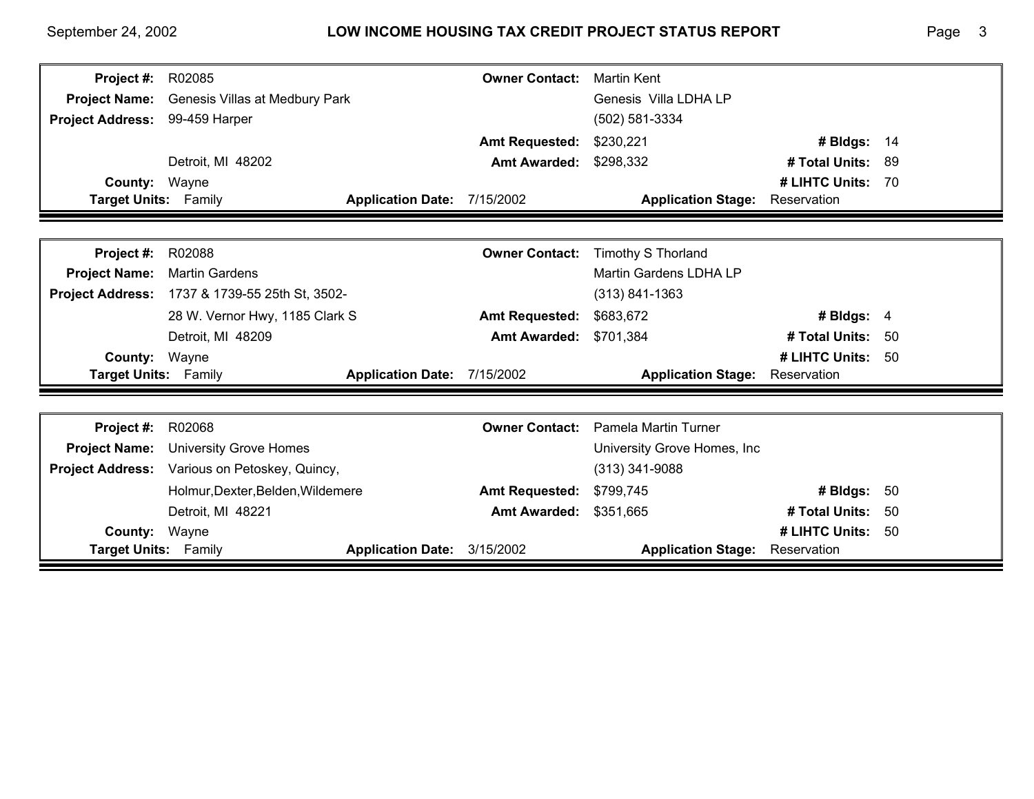| | | | | | |
|---|---|---|---|---|---|
| **Project #:** | R02085 | **Owner Contact:** | Martin Kent | | |
| **Project Name:** | Genesis Villas at Medbury Park | | Genesis Villa LDHA LP | | |
| **Project Address:** | 99-459 Harper | | (502) 581-3334 | | |
| | | **Amt Requested:** | $230,221 | **# Bldgs:** | 14 |
| | Detroit, MI 48202 | **Amt Awarded:** | $298,332 | **# Total Units:** | 89 |
| **County:** | Wayne | | | **# LIHTC Units:** | 70 |
| **Target Units:** | Family | **Application Date:** | 7/15/2002 | **Application Stage:** | Reservation |

| | | | | | |
|---|---|---|---|---|---|
| **Project #:** | R02088 | **Owner Contact:** | Timothy S Thorland | | |
| **Project Name:** | Martin Gardens | | Martin Gardens LDHA LP | | |
| **Project Address:** | 1737 & 1739-55 25th St, 3502- | | (313) 841-1363 | | |
| | 28 W. Vernor Hwy, 1185 Clark S | **Amt Requested:** | $683,672 | **# Bldgs:** | 4 |
| | Detroit, MI 48209 | **Amt Awarded:** | $701,384 | **# Total Units:** | 50 |
| **County:** | Wayne | | | **# LIHTC Units:** | 50 |
| **Target Units:** | Family | **Application Date:** | 7/15/2002 | **Application Stage:** | Reservation |

| | | | | | |
|---|---|---|---|---|---|
| **Project #:** | R02068 | **Owner Contact:** | Pamela Martin Turner | | |
| **Project Name:** | University Grove Homes | | University Grove Homes, Inc | | |
| **Project Address:** | Various on Petoskey, Quincy, | | (313) 341-9088 | | |
| | Holmur,Dexter,Belden,Wildemere | **Amt Requested:** | $799,745 | **# Bldgs:** | 50 |
| | Detroit, MI 48221 | **Amt Awarded:** | $351,665 | **# Total Units:** | 50 |
| **County:** | Wayne | | | **# LIHTC Units:** | 50 |
| **Target Units:** | Family | **Application Date:** | 3/15/2002 | **Application Stage:** | Reservation |